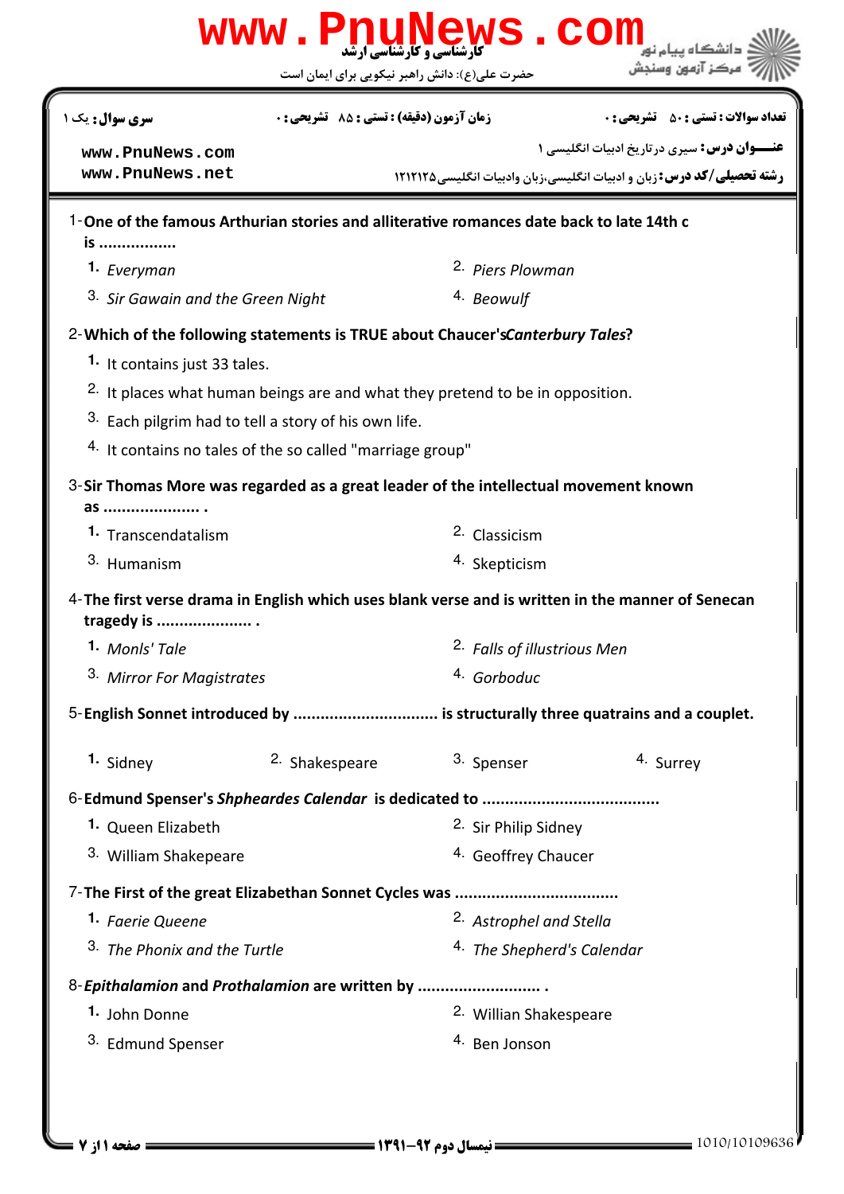**www.PnuNews.com**

**کارشناسی و کارشناسی ارشد**

حضرت علی(ع): دانش راهبر نیکویی برای ایمان است

دانشگاه پیام نور
مرکز آزمون وسنجش

**سری سوال:** یک ۱

**زمان آزمون (دقیقه) : تستی : ۸۵ تشریحی : ۰**

**تعداد سوالات : تستی : ۵۰ تشریحی : ۰**

www.PnuNews.com
www.PnuNews.net

**عنـــوان درس:** سیری درتاریخ ادبیات انگلیسی ۱

**رشته تحصیلی/کد درس:** زبان و ادبیات انگلیسی،زبان وادبیات انگلیسی۱۲۱۲۱۲۵

1-**One of the famous Arthurian stories and alliterative romances date back to late 14th c is ................**

1. *Everyman*
2. *Piers Plowman*
3. *Sir Gawain and the Green Night*
4. *Beowulf*

2-**Which of the following statements is TRUE about Chaucer's*Canterbury Tales*?**

1. It contains just 33 tales.
2. It places what human beings are and what they pretend to be in opposition.
3. Each pilgrim had to tell a story of his own life.
4. It contains no tales of the so called "marriage group"

3-**Sir Thomas More was regarded as a great leader of the intellectual movement known as .................... .**

1. Transcendatalism
2. Classicism
3. Humanism
4. Skepticism

4-**The first verse drama in English which uses blank verse and is written in the manner of Senecan tragedy is .................... .**

1. *Monls' Tale*
2. *Falls of illustrious Men*
3. *Mirror For Magistrates*
4. *Gorboduc*

5-**English Sonnet introduced by .............................. is structurally three quatrains and a couplet.**

1. Sidney
2. Shakespeare
3. Spenser
4. Surrey

6-**Edmund Spenser's *Shpheardes Calendar* is dedicated to ......................................**

1. Queen Elizabeth
2. Sir Philip Sidney
3. William Shakepeare
4. Geoffrey Chaucer

7-**The First of the great Elizabethan Sonnet Cycles was ..................................**

1. *Faerie Queene*
2. *Astrophel and Stella*
3. *The Phonix and the Turtle*
4. *The Shepherd's Calendar*

8-***Epithalamion* and *Prothalamion* are written by .......................... .**

1. John Donne
2. Willian Shakespeare
3. Edmund Spenser
4. Ben Jonson

**نیمسال دوم ۹۲-۱۳۹۱**

1010/10109636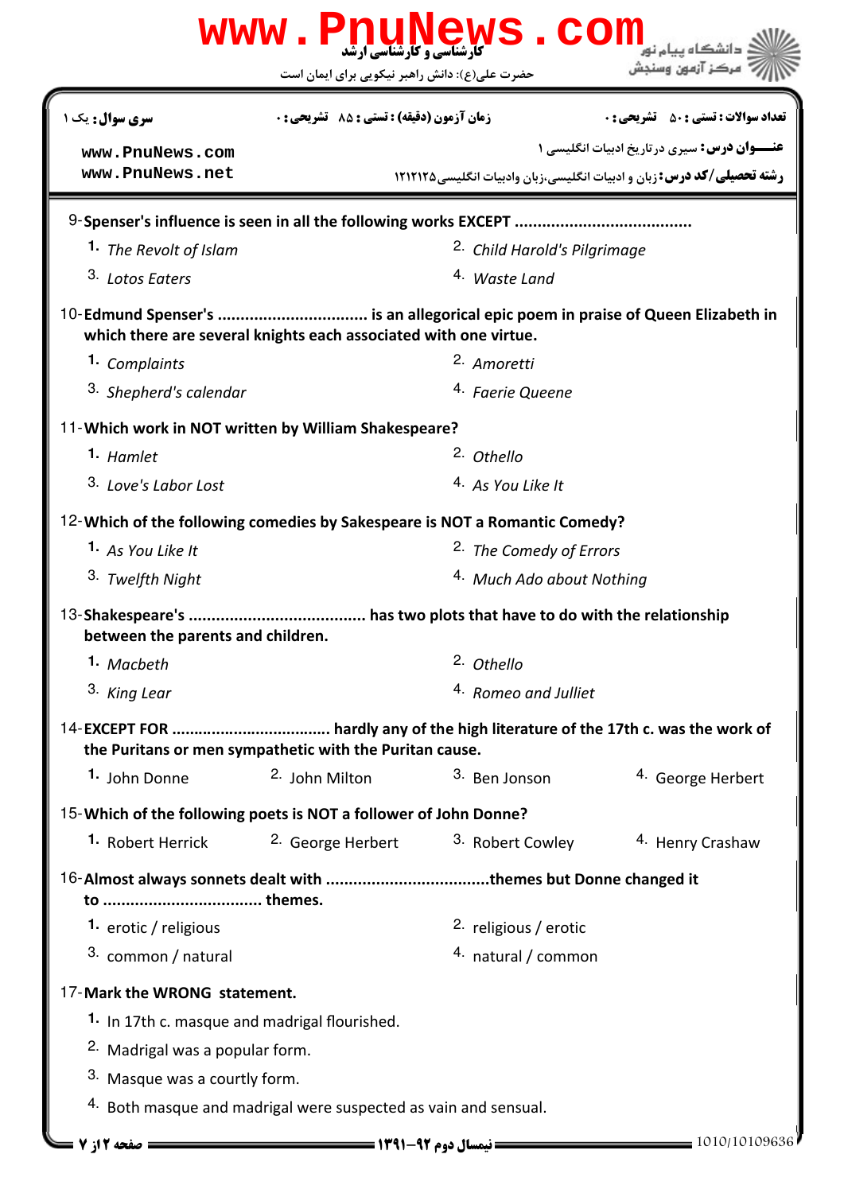9- **Spenser's influence is seen in all the following works EXCEPT ......................................**

1. *The Revolt of Islam*
2. *Child Harold's Pilgrimage*
3. *Lotos Eaters*
4. *Waste Land*

10- **Edmund Spenser's ................................ is an allegorical epic poem in praise of Queen Elizabeth in which there are several knights each associated with one virtue.**

1. *Complaints*
2. *Amoretti*
3. *Shepherd's calendar*
4. *Faerie Queene*

11- **Which work in NOT written by William Shakespeare?**

1. *Hamlet*
2. *Othello*
3. *Love's Labor Lost*
4. *As You Like It*

12- **Which of the following comedies by Sakespeare is NOT a Romantic Comedy?**

1. *As You Like It*
2. *The Comedy of Errors*
3. *Twelfth Night*
4. *Much Ado about Nothing*

13- **Shakespeare's ...................................... has two plots that have to do with the relationship between the parents and children.**

1. *Macbeth*
2. *Othello*
3. *King Lear*
4. *Romeo and Julliet*

14- **EXCEPT FOR .................................. hardly any of the high literature of the 17th c. was the work of the Puritans or men sympathetic with the Puritan cause.**

1. John Donne
2. John Milton
3. Ben Jonson
4. George Herbert

15- **Which of the following poets is NOT a follower of John Donne?**

1. Robert Herrick
2. George Herbert
3. Robert Cowley
4. Henry Crashaw

16- **Almost always sonnets dealt with ..................................themes but Donne changed it to .................................. themes.**

1. erotic / religious
2. religious / erotic
3. common / natural
4. natural / common

17- **Mark the WRONG statement.**

1. In 17th c. masque and madrigal flourished.
2. Madrigal was a popular form.
3. Masque was a courtly form.
4. Both masque and madrigal were suspected as vain and sensual.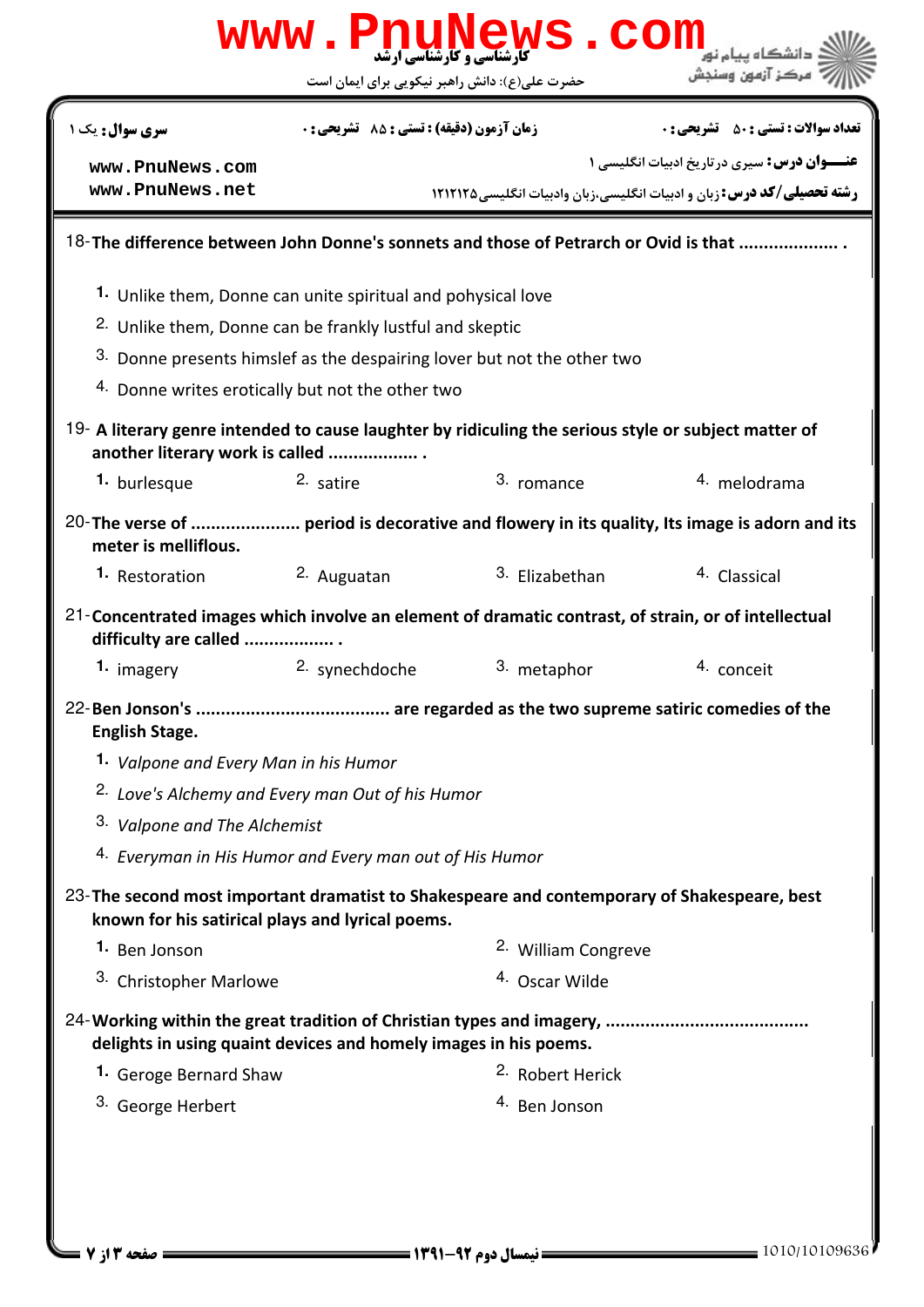18- **The difference between John Donne's sonnets and those of Petrarch or Ovid is that .................... .**

1. Unlike them, Donne can unite spiritual and pohysical love
2. Unlike them, Donne can be frankly lustful and skeptic
3. Donne presents himslef as the despairing lover but not the other two
4. Donne writes erotically but not the other two

19- **A literary genre intended to cause laughter by ridiculing the serious style or subject matter of another literary work is called .................. .**

1. burlesque
2. satire
3. romance
4. melodrama

20- **The verse of ...................... period is decorative and flowery in its quality, Its image is adorn and its meter is mellifious.**

1. Restoration
2. Auguatan
3. Elizabethan
4. Classical

21- **Concentrated images which involve an element of dramatic contrast, of strain, or of intellectual difficulty are called .................. .**

1. imagery
2. synechdoche
3. metaphor
4. conceit

22- **Ben Jonson's ...................................... are regarded as the two supreme satiric comedies of the English Stage.**

1. *Valpone and Every Man in his Humor*
2. *Love's Alchemy and Every man Out of his Humor*
3. *Valpone and The Alchemist*
4. *Everyman in His Humor and Every man out of His Humor*

23- **The second most important dramatist to Shakespeare and contemporary of Shakespeare, best known for his satirical plays and lyrical poems.**

1. Ben Jonson
2. William Congreve
3. Christopher Marlowe
4. Oscar Wilde

24- **Working within the great tradition of Christian types and imagery, ........................................ delights in using quaint devices and homely images in his poems.**

1. Geroge Bernard Shaw
2. Robert Herick
3. George Herbert
4. Ben Jonson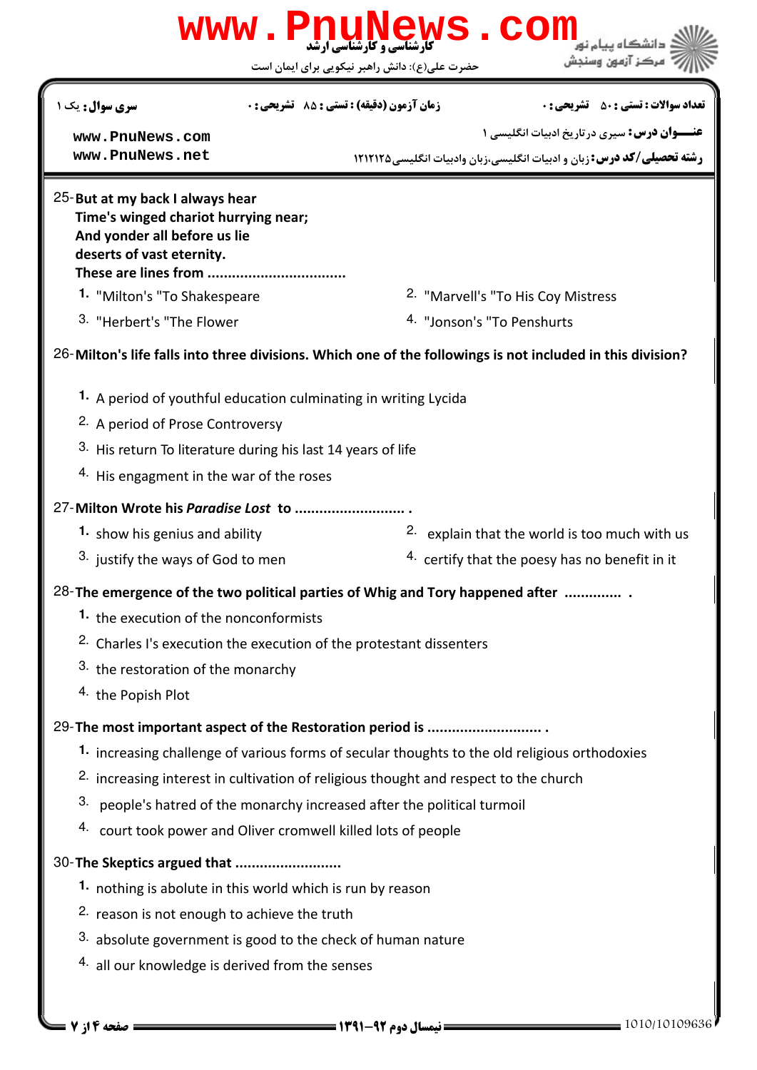25- **But at my back I always hear**
**Time's winged chariot hurrying near;**
**And yonder all before us lie**
**deserts of vast eternity.**
**These are lines from .................................**

1. "Milton's "To Shakespeare
2. "Marvell's "To His Coy Mistress
3. "Herbert's "The Flower
4. "Jonson's "To Penshurts

26- **Milton's life falls into three divisions. Which one of the followings is not included in this division?**

1. A period of youthful education culminating in writing Lycida
2. A period of Prose Controversy
3. His return To literature during his last 14 years of life
4. His engagment in the war of the roses

27- **Milton Wrote his *Paradise Lost* to .......................... .**

1. show his genius and ability
2. explain that the world is too much with us
3. justify the ways of God to men
4. certify that the poesy has no benefit in it

28- **The emergence of the two political parties of Whig and Tory happened after .............. .**

1. the execution of the nonconformists
2. Charles I's execution the execution of the protestant dissenters
3. the restoration of the monarchy
4. the Popish Plot

29- **The most important aspect of the Restoration period is ............................ .**

1. increasing challenge of various forms of secular thoughts to the old religious orthodoxies
2. increasing interest in cultivation of religious thought and respect to the church
3. people's hatred of the monarchy increased after the political turmoil
4. court took power and Oliver cromwell killed lots of people

30- **The Skeptics argued that ..........................**

1. nothing is abolute in this world which is run by reason
2. reason is not enough to achieve the truth
3. absolute government is good to the check of human nature
4. all our knowledge is derived from the senses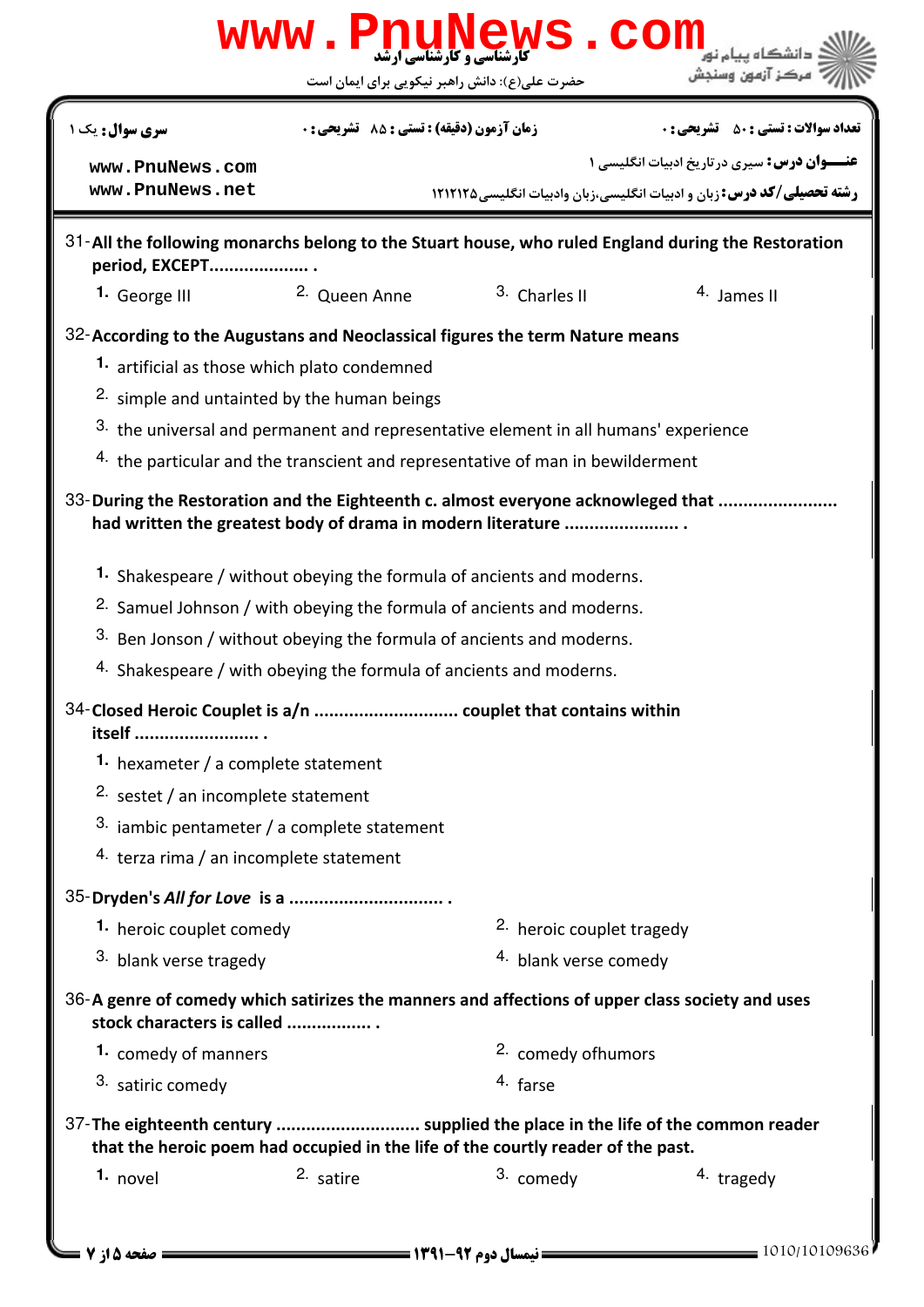31-**All the following monarchs belong to the Stuart house, who ruled England during the Restoration period, EXCEPT.................... .**

1. George III
2. Queen Anne
3. Charles II
4. James II

32-**According to the Augustans and Neoclassical figures the term Nature means**

1. artificial as those which plato condemned
2. simple and untainted by the human beings
3. the universal and permanent and representative element in all humans' experience
4. the particular and the transcient and representative of man in bewilderment

33-**During the Restoration and the Eighteenth c. almost everyone acknowleged that ....................... had written the greatest body of drama in modern literature ...................... .**

1. Shakespeare / without obeying the formula of ancients and moderns.
2. Samuel Johnson / with obeying the formula of ancients and moderns.
3. Ben Jonson / without obeying the formula of ancients and moderns.
4. Shakespeare / with obeying the formula of ancients and moderns.

34-**Closed Heroic Couplet is a/n ............................ couplet that contains within itself ........................ .**

1. hexameter / a complete statement
2. sestet / an incomplete statement
3. iambic pentameter / a complete statement
4. terza rima / an incomplete statement

35-**Dryden's *All for Love* is a .............................. .**

1. heroic couplet comedy
2. heroic couplet tragedy
3. blank verse tragedy
4. blank verse comedy

36-**A genre of comedy which satirizes the manners and affections of upper class society and uses stock characters is called ................ .**

1. comedy of manners
2. comedy ofhumors
3. satiric comedy
4. farse

37-**The eighteenth century ............................ supplied the place in the life of the common reader that the heroic poem had occupied in the life of the courtly reader of the past.**

1. novel
2. satire
3. comedy
4. tragedy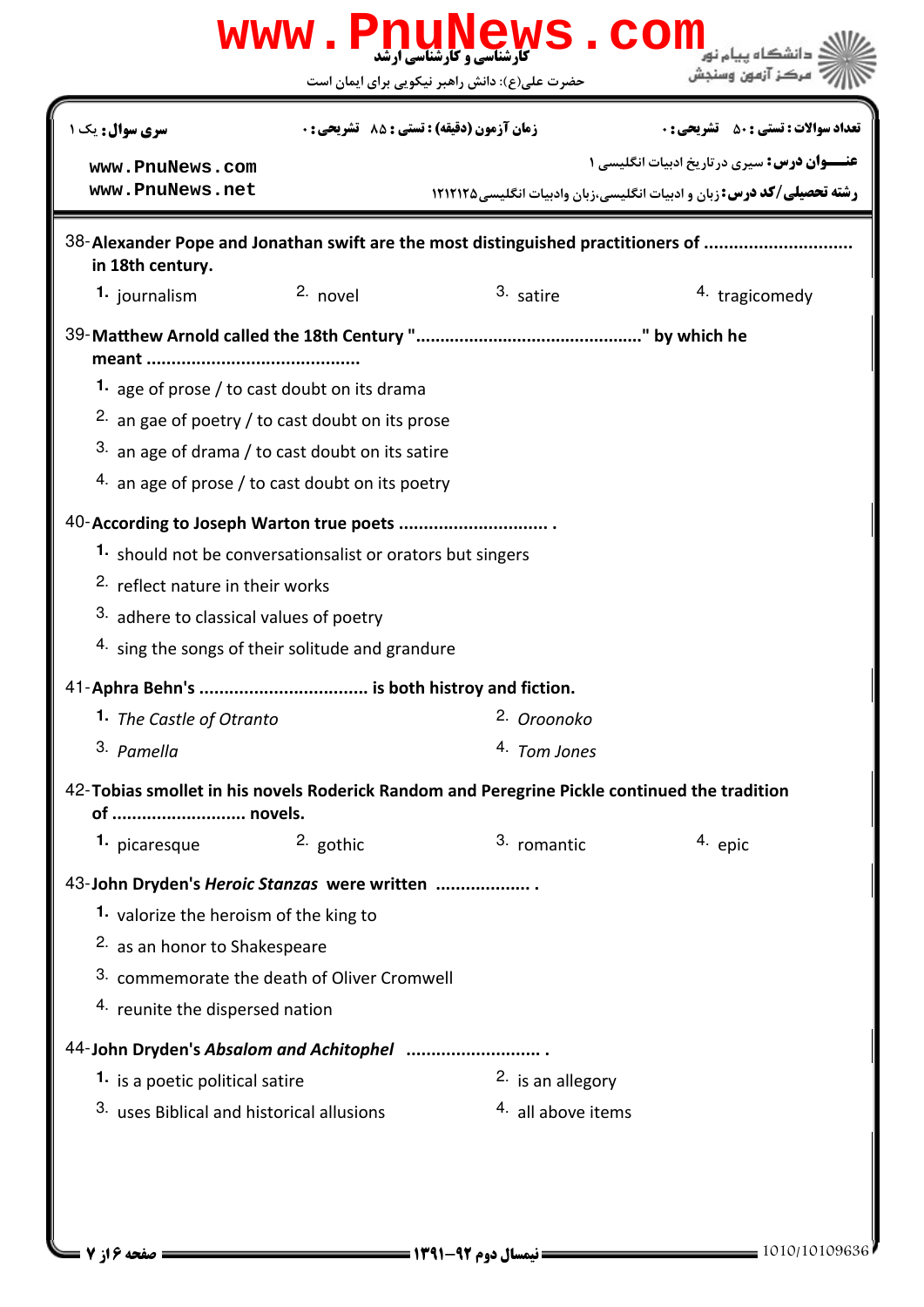38- **Alexander Pope and Jonathan swift are the most distinguished practitioners of ............................ in 18th century.**

1. journalism
2. novel
3. satire
4. tragicomedy

39- **Matthew Arnold called the 18th Century "............................................" by which he meant ..........................................**

1. age of prose / to cast doubt on its drama
2. an gae of poetry / to cast doubt on its prose
3. an age of drama / to cast doubt on its satire
4. an age of prose / to cast doubt on its poetry

40- **According to Joseph Warton true poets ............................ .**

1. should not be conversationsalist or orators but singers
2. reflect nature in their works
3. adhere to classical values of poetry
4. sing the songs of their solitude and grandure

41- **Aphra Behn's ................................ is both histroy and fiction.**

1. *The Castle of Otranto*
2. *Oroonoko*
3. *Pamella*
4. *Tom Jones*

42- **Tobias smollet in his novels Roderick Random and Peregrine Pickle continued the tradition of ........................... novels.**

1. picaresque
2. gothic
3. romantic
4. epic

43- **John Dryden's *Heroic Stanzas* were written .................. .**

1. valorize the heroism of the king to
2. as an honor to Shakespeare
3. commemorate the death of Oliver Cromwell
4. reunite the dispersed nation

44- **John Dryden's *Absalom and Achitophel* ......................... .**

1. is a poetic political satire
2. is an allegory
3. uses Biblical and historical allusions
4. all above items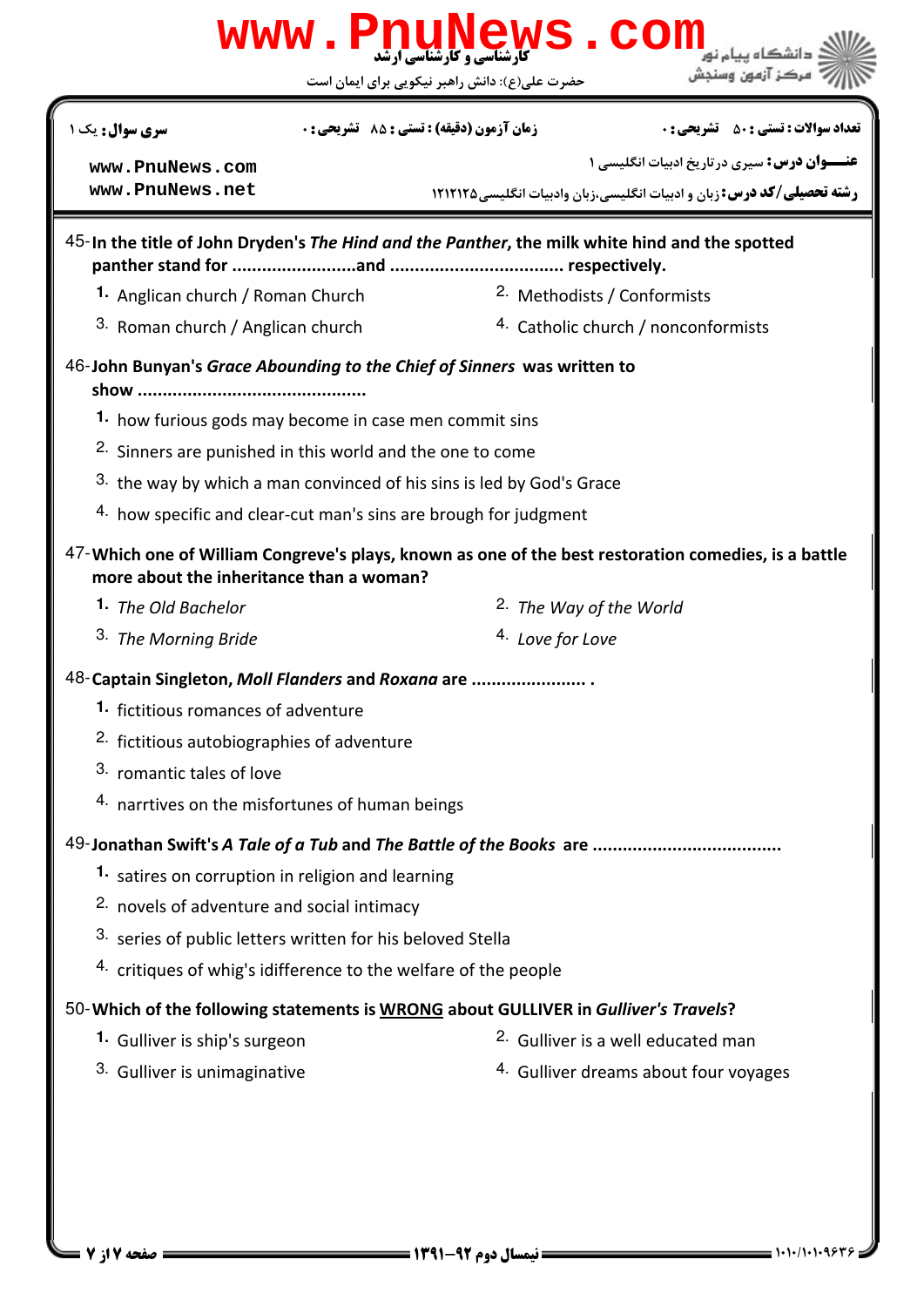45- **In the title of John Dryden's *The Hind and the Panther*, the milk white hind and the spotted panther stand for ........................and .................................. respectively.**

1. Anglican church / Roman Church
2. Methodists / Conformists
3. Roman church / Anglican church
4. Catholic church / nonconformists

46- **John Bunyan's *Grace Abounding to the Chief of Sinners* was written to show .............................................**

1. how furious gods may become in case men commit sins
2. Sinners are punished in this world and the one to come
3. the way by which a man convinced of his sins is led by God's Grace
4. how specific and clear-cut man's sins are brough for judgment

47- **Which one of William Congreve's plays, known as one of the best restoration comedies, is a battle more about the inheritance than a woman?**

1. *The Old Bachelor*
2. *The Way of the World*
3. *The Morning Bride*
4. *Love for Love*

48- **Captain Singleton, *Moll Flanders* and *Roxana* are ....................... .**

1. fictitious romances of adventure
2. fictitious autobiographies of adventure
3. romantic tales of love
4. narrtives on the misfortunes of human beings

49- **Jonathan Swift's *A Tale of a Tub* and *The Battle of the Books* are .....................................**

1. satires on corruption in religion and learning
2. novels of adventure and social intimacy
3. series of public letters written for his beloved Stella
4. critiques of whig's idifference to the welfare of the people

50- **Which of the following statements is <u>WRONG</u> about GULLIVER in *Gulliver's Travels*?**

1. Gulliver is ship's surgeon
2. Gulliver is a well educated man
3. Gulliver is unimaginative
4. Gulliver dreams about four voyages